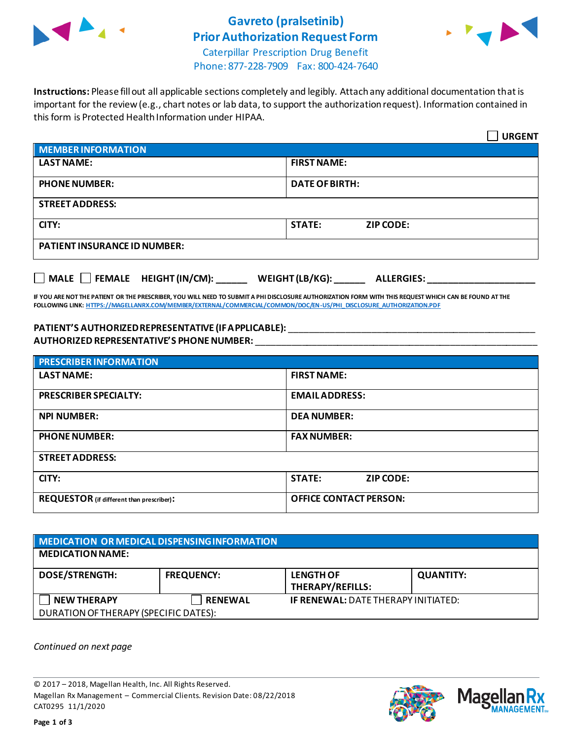# Gavreto (pralsetinib) Prior Authorization Request Form

Caterpillar Prescription Drug Benefit
Phone: 877-228-7909 Fax: 800-424-7640

**Instructions:** Please fill out all applicable sections completely and legibly. Attach any additional documentation that is important for the review (e.g., chart notes or lab data, to support the authorization request). Information contained in this form is Protected Health Information under HIPAA.

☐ **URGENT**

| **MEMBER INFORMATION** | |
|---|---|
| **LAST NAME:** | **FIRST NAME:** |
| **PHONE NUMBER:** | **DATE OF BIRTH:** |
| **STREET ADDRESS:** | |
| **CITY:** | **STATE: ZIP CODE:** |
| **PATIENT INSURANCE ID NUMBER:** | |

☐ **MALE** ☐ **FEMALE** **HEIGHT (IN/CM):** ______ **WEIGHT (LB/KG):** ______ **ALLERGIES:** ____________________

**IF YOU ARE NOT THE PATIENT OR THE PRESCRIBER, YOU WILL NEED TO SUBMIT A PHI DISCLOSURE AUTHORIZATION FORM WITH THIS REQUEST WHICH CAN BE FOUND AT THE FOLLOWING LINK: HTTPS://MAGELLANRX.COM/MEMBER/EXTERNAL/COMMERCIAL/COMMON/DOC/EN-US/PHI_DISCLOSURE_AUTHORIZATION.PDF**

**PATIENT'S AUTHORIZED REPRESENTATIVE (IF APPLICABLE):** ____________________________________________
**AUTHORIZED REPRESENTATIVE'S PHONE NUMBER:** ____________________________________________

| **PRESCRIBER INFORMATION** | |
|---|---|
| **LAST NAME:** | **FIRST NAME:** |
| **PRESCRIBER SPECIALTY:** | **EMAIL ADDRESS:** |
| **NPI NUMBER:** | **DEA NUMBER:** |
| **PHONE NUMBER:** | **FAX NUMBER:** |
| **STREET ADDRESS:** | |
| **CITY:** | **STATE: ZIP CODE:** |
| **REQUESTOR** (if different than prescriber)**:** | **OFFICE CONTACT PERSON:** |

| **MEDICATION OR MEDICAL DISPENSING INFORMATION** | | | |
|---|---|---|---|
| **MEDICATION NAME:** | | | |
| **DOSE/STRENGTH:** | **FREQUENCY:** | **LENGTH OF THERAPY/REFILLS:** | **QUANTITY:** |
| ☐ **NEW THERAPY** | ☐ **RENEWAL** | **IF RENEWAL:** DATE THERAPY INITIATED: | |
| DURATION OF THERAPY (SPECIFIC DATES): | | | |

*Continued on next page*

© 2017 – 2018, Magellan Health, Inc. All Rights Reserved.
Magellan Rx Management – Commercial Clients. Revision Date: 08/22/2018
CAT0295 11/1/2020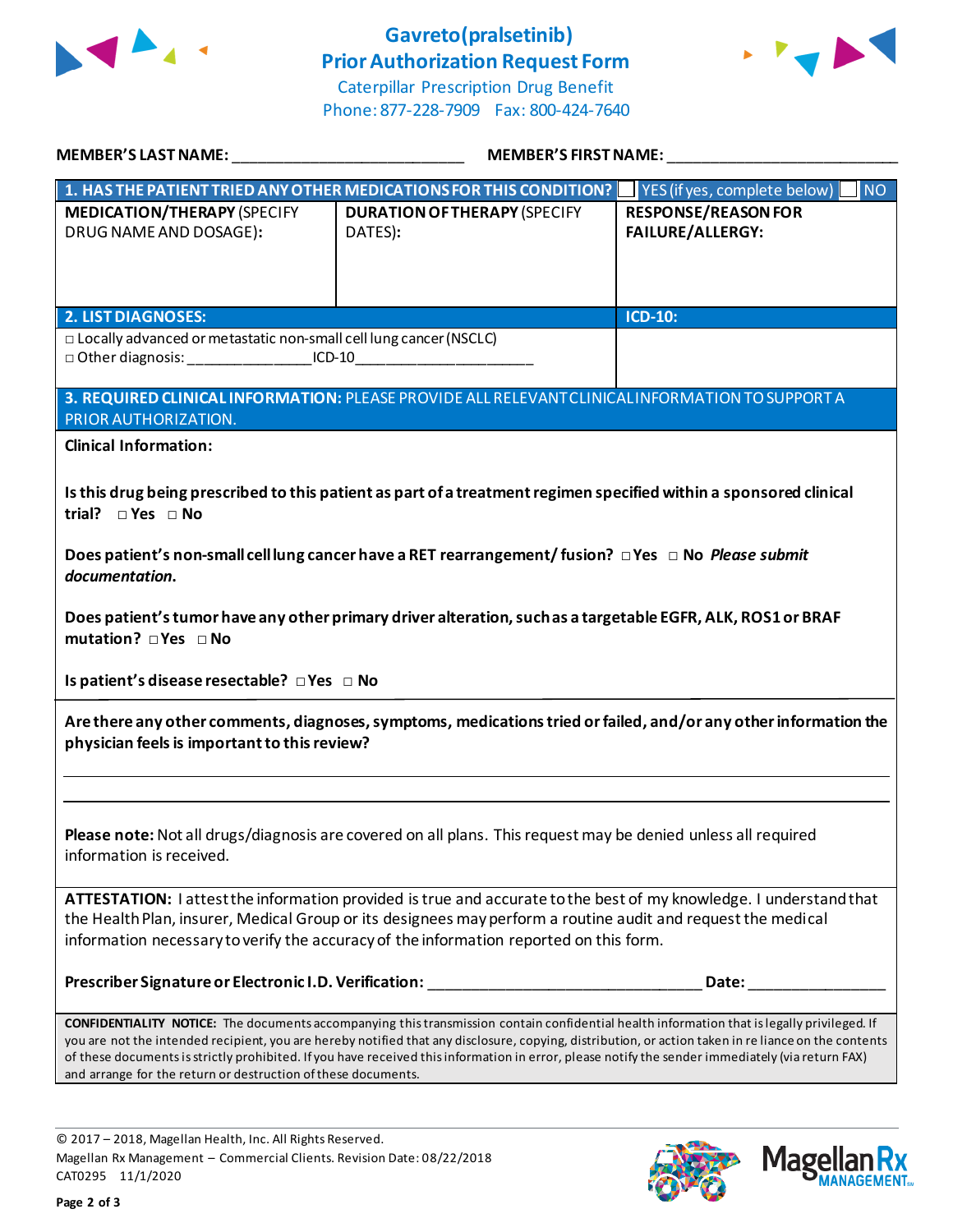# Gavreto(pralsetinib) Prior Authorization Request Form

Caterpillar Prescription Drug Benefit
Phone: 877-228-7909 Fax: 800-424-7640

**MEMBER'S LAST NAME:** ___________________________ **MEMBER'S FIRST NAME:** ___________________________

| **1. HAS THE PATIENT TRIED ANY OTHER MEDICATIONS FOR THIS CONDITION?** | ☐ YES (if yes, complete below) | ☐ NO |
|---|---|---|
| **MEDICATION/THERAPY** (SPECIFY DRUG NAME AND DOSAGE): | **DURATION OF THERAPY** (SPECIFY DATES): | **RESPONSE/REASON FOR FAILURE/ALLERGY:** |
| | | |

| **2. LIST DIAGNOSES:** | **ICD-10:** |
|---|---|
| □ Locally advanced or metastatic non-small cell lung cancer (NSCLC)<br>□ Other diagnosis: _______________ICD-10______________________ | |

**3. REQUIRED CLINICAL INFORMATION:** PLEASE PROVIDE ALL RELEVANT CLINICAL INFORMATION TO SUPPORT A PRIOR AUTHORIZATION.

**Clinical Information:**

**Is this drug being prescribed to this patient as part of a treatment regimen specified within a sponsored clinical trial? □ Yes □ No**

**Does patient's non-small cell lung cancer have a RET rearrangement/ fusion? □ Yes □ No** ***Please submit documentation.***

**Does patient's tumor have any other primary driver alteration, such as a targetable EGFR, ALK, ROS1 or BRAF mutation? □ Yes □ No**

**Is patient's disease resectable? □ Yes □ No**

**Are there any other comments, diagnoses, symptoms, medications tried or failed, and/or any other information the physician feels is important to this review?**

_______________________________________________________________

_______________________________________________________________

**Please note:** Not all drugs/diagnosis are covered on all plans. This request may be denied unless all required information is received.

**ATTESTATION:** I attest the information provided is true and accurate to the best of my knowledge. I understand that the Health Plan, insurer, Medical Group or its designees may perform a routine audit and request the medical information necessary to verify the accuracy of the information reported on this form.

**Prescriber Signature or Electronic I.D. Verification:** _________________________________ **Date:** ________________

**CONFIDENTIALITY NOTICE:** The documents accompanying this transmission contain confidential health information that is legally privileged. If you are not the intended recipient, you are hereby notified that any disclosure, copying, distribution, or action taken in reliance on the contents of these documents is strictly prohibited. If you have received this information in error, please notify the sender immediately (via return FAX) and arrange for the return or destruction of these documents.

© 2017 – 2018, Magellan Health, Inc. All Rights Reserved.
Magellan Rx Management – Commercial Clients. Revision Date: 08/22/2018
CAT0295 11/1/2020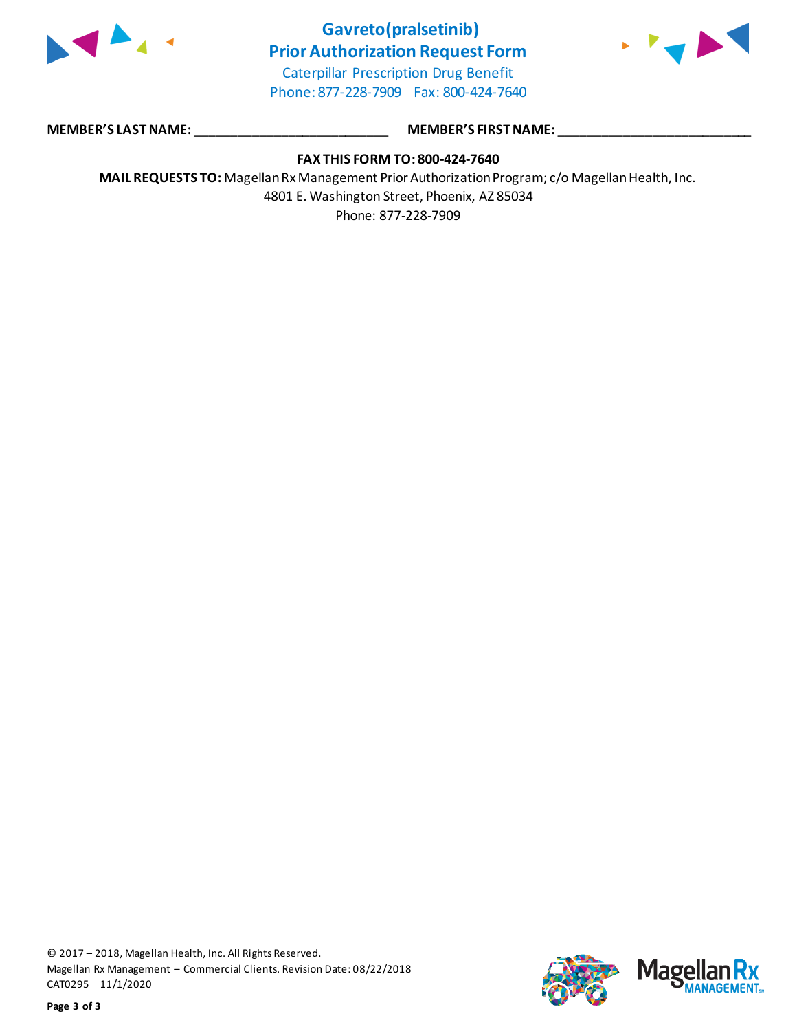# Gavreto(pralsetinib)
## Prior Authorization Request Form

Caterpillar Prescription Drug Benefit
Phone: 877-228-7909    Fax: 800-424-7640

**MEMBER'S LAST NAME:** ___________________________    **MEMBER'S FIRST NAME:** ___________________________

**FAX THIS FORM TO: 800-424-7640**

**MAIL REQUESTS TO:** Magellan Rx Management Prior Authorization Program; c/o Magellan Health, Inc.
4801 E. Washington Street, Phoenix, AZ 85034
Phone: 877-228-7909

© 2017 – 2018, Magellan Health, Inc. All Rights Reserved.
Magellan Rx Management – Commercial Clients. Revision Date: 08/22/2018
CAT0295    11/1/2020